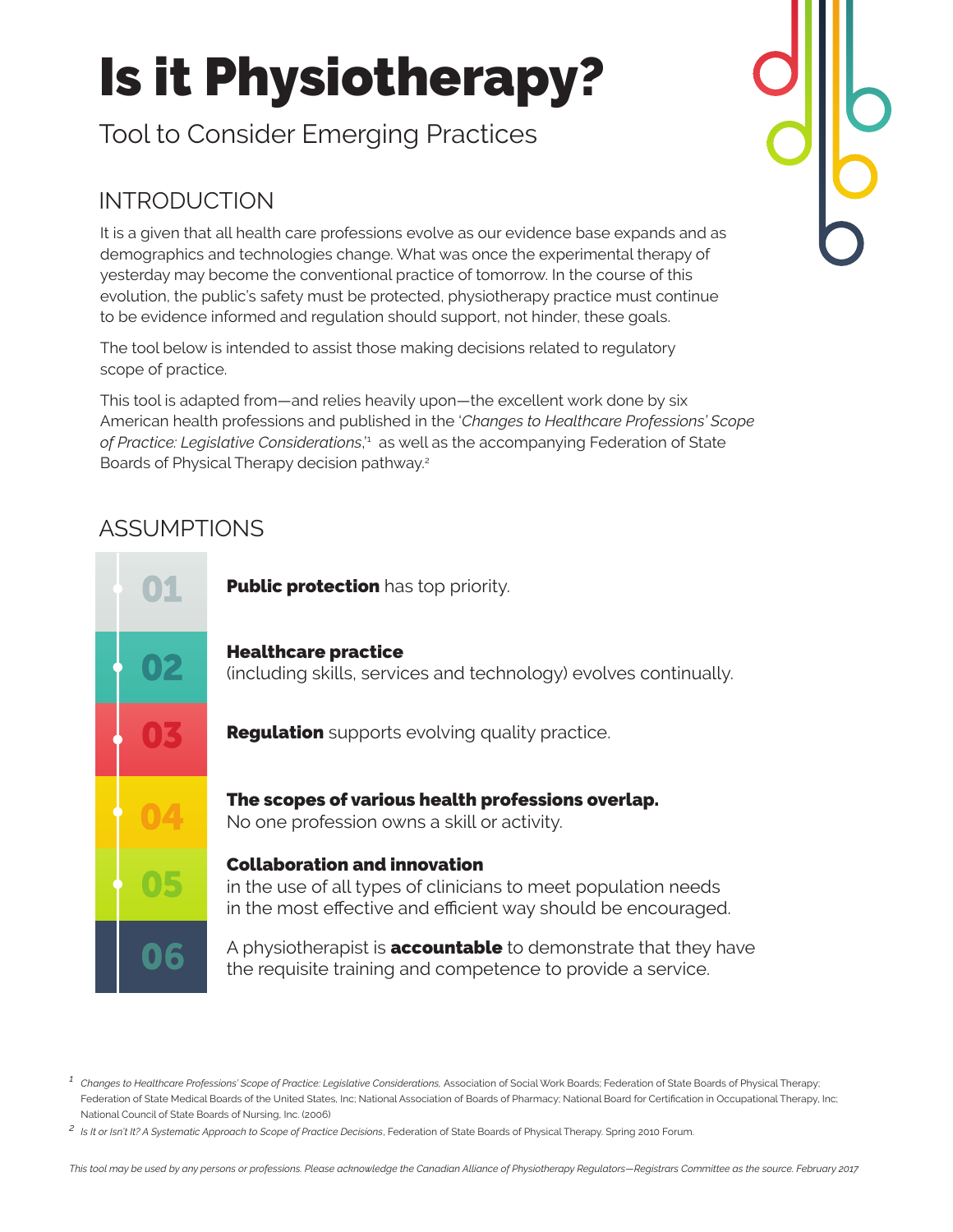# Is it Physiotherapy?

Tool to Consider Emerging Practices

## INTRODUCTION

It is a given that all health care professions evolve as our evidence base expands and as demographics and technologies change. What was once the experimental therapy of yesterday may become the conventional practice of tomorrow. In the course of this evolution, the public's safety must be protected, physiotherapy practice must continue to be evidence informed and regulation should support, not hinder, these goals.

The tool below is intended to assist those making decisions related to regulatory scope of practice.

This tool is adapted from—and relies heavily upon—the excellent work done by six American health professions and published in the '*Changes to Healthcare Professions' Scope of Practice: Legislative Considerations*,'[1] as well as the accompanying Federation of State Boards of Physical Therapy decision pathway.[2]

## ASSUMPTIONS

**01** **Public protection** has top priority.

**02** **Healthcare practice**
(including skills, services and technology) evolves continually.

**03** **Regulation** supports evolving quality practice.

**04** **The scopes of various health professions overlap.**
No one profession owns a skill or activity.

**05** **Collaboration and innovation**
in the use of all types of clinicians to meet population needs in the most effective and efficient way should be encouraged.

**06** A physiotherapist is **accountable** to demonstrate that they have the requisite training and competence to provide a service.

[1] *Changes to Healthcare Professions' Scope of Practice: Legislative Considerations,* Association of Social Work Boards; Federation of State Boards of Physical Therapy; Federation of State Medical Boards of the United States, Inc; National Association of Boards of Pharmacy; National Board for Certification in Occupational Therapy, Inc; National Council of State Boards of Nursing, Inc. (2006)

[2] *Is It or Isn't It? A Systematic Approach to Scope of Practice Decisions*, Federation of State Boards of Physical Therapy. Spring 2010 Forum.

*This tool may be used by any persons or professions. Please acknowledge the Canadian Alliance of Physiotherapy Regulators—Registrars Committee as the source. February 2017*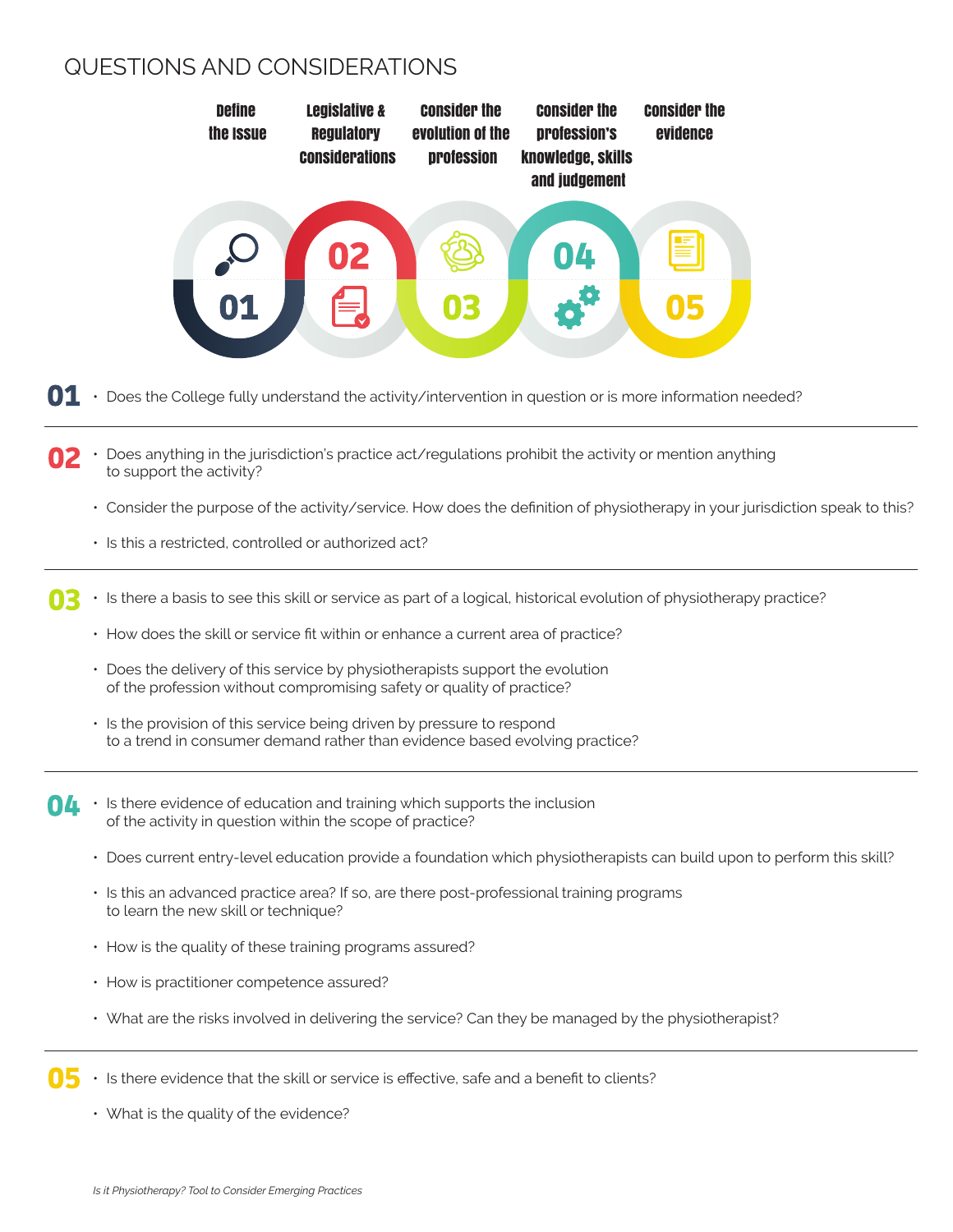# QUESTIONS AND CONSIDERATIONS

**01** Define the Issue

**02** Legislative & Regulatory Considerations

**03** Consider the evolution of the profession

**04** Consider the profession's knowledge, skills and judgement

**05** Consider the evidence

## 01

- Does the College fully understand the activity/intervention in question or is more information needed?

## 02

- Does anything in the jurisdiction's practice act/regulations prohibit the activity or mention anything to support the activity?
- Consider the purpose of the activity/service. How does the definition of physiotherapy in your jurisdiction speak to this?
- Is this a restricted, controlled or authorized act?

## 03

- Is there a basis to see this skill or service as part of a logical, historical evolution of physiotherapy practice?
- How does the skill or service fit within or enhance a current area of practice?
- Does the delivery of this service by physiotherapists support the evolution of the profession without compromising safety or quality of practice?
- Is the provision of this service being driven by pressure to respond to a trend in consumer demand rather than evidence based evolving practice?

## 04

- Is there evidence of education and training which supports the inclusion of the activity in question within the scope of practice?
- Does current entry-level education provide a foundation which physiotherapists can build upon to perform this skill?
- Is this an advanced practice area? If so, are there post-professional training programs to learn the new skill or technique?
- How is the quality of these training programs assured?
- How is practitioner competence assured?
- What are the risks involved in delivering the service? Can they be managed by the physiotherapist?

## 05

- Is there evidence that the skill or service is effective, safe and a benefit to clients?
- What is the quality of the evidence?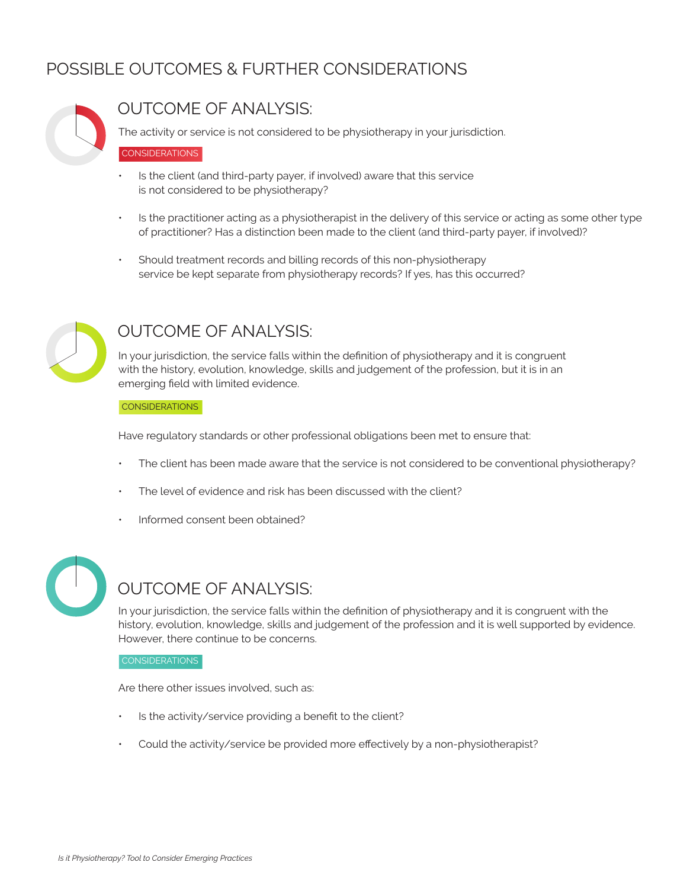# POSSIBLE OUTCOMES & FURTHER CONSIDERATIONS

## OUTCOME OF ANALYSIS:

The activity or service is not considered to be physiotherapy in your jurisdiction.

CONSIDERATIONS

- Is the client (and third-party payer, if involved) aware that this service is not considered to be physiotherapy?
- Is the practitioner acting as a physiotherapist in the delivery of this service or acting as some other type of practitioner? Has a distinction been made to the client (and third-party payer, if involved)?
- Should treatment records and billing records of this non-physiotherapy service be kept separate from physiotherapy records? If yes, has this occurred?

## OUTCOME OF ANALYSIS:

In your jurisdiction, the service falls within the definition of physiotherapy and it is congruent with the history, evolution, knowledge, skills and judgement of the profession, but it is in an emerging field with limited evidence.

CONSIDERATIONS

Have regulatory standards or other professional obligations been met to ensure that:

- The client has been made aware that the service is not considered to be conventional physiotherapy?
- The level of evidence and risk has been discussed with the client?
- Informed consent been obtained?

## OUTCOME OF ANALYSIS:

In your jurisdiction, the service falls within the definition of physiotherapy and it is congruent with the history, evolution, knowledge, skills and judgement of the profession and it is well supported by evidence. However, there continue to be concerns.

CONSIDERATIONS

Are there other issues involved, such as:

- Is the activity/service providing a benefit to the client?
- Could the activity/service be provided more effectively by a non-physiotherapist?